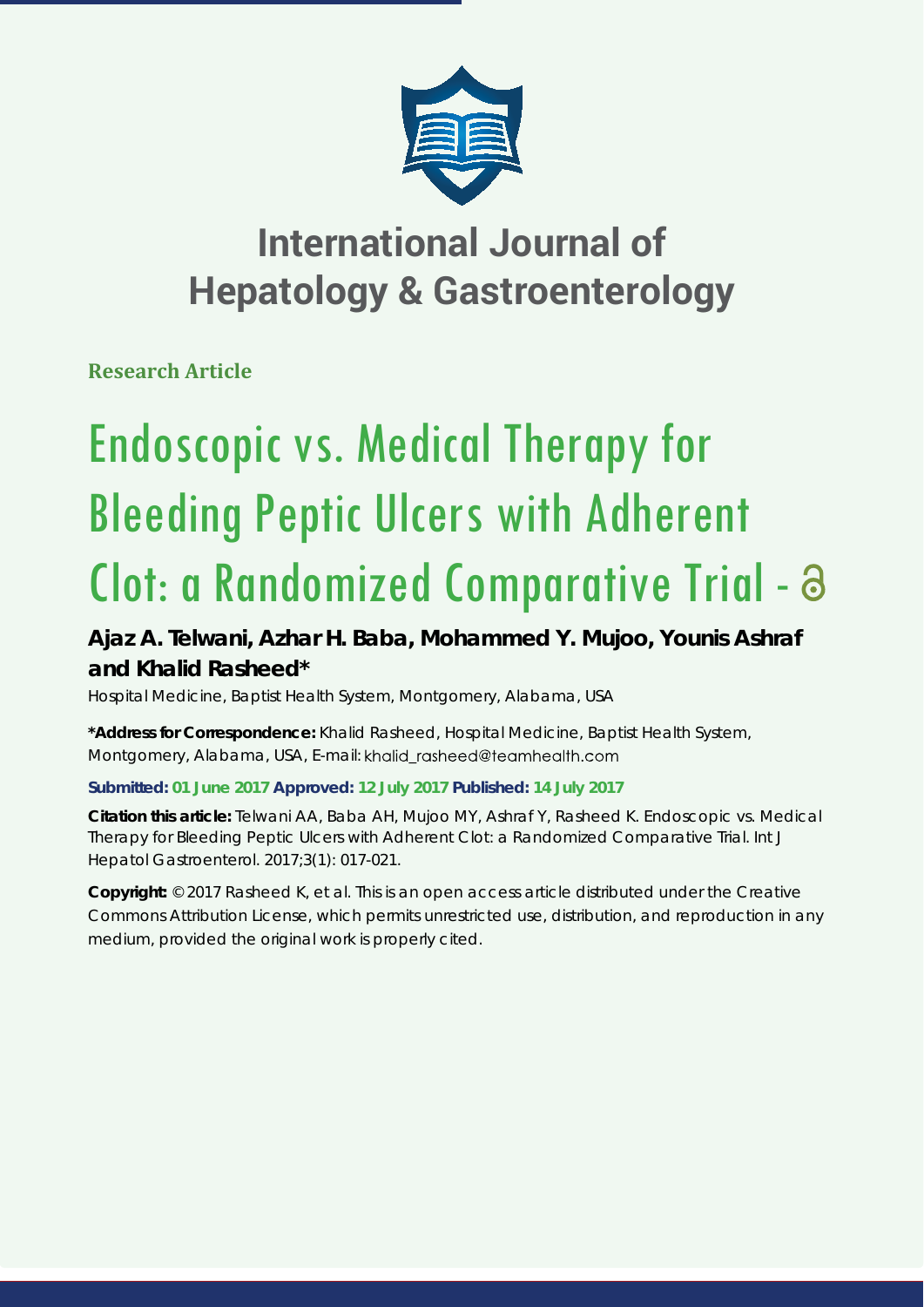# International Journal of Hepatology & Gastroenterology

**Research Article**

# Endoscopic vs. Medical Therapy for Bleeding Peptic Ulcers with Adherent Clot: a Randomized Comparative Trial

**Ajaz A. Telwani, Azhar H. Baba, Mohammed Y. Mujoo, Younis Ashraf and Khalid Rasheed***

Hospital Medicine, Baptist Health System, Montgomery, Alabama, USA

**\*Address for Correspondence:** Khalid Rasheed, Hospital Medicine, Baptist Health System, Montgomery, Alabama, USA, E-mail: khalid_rasheed@teamhealth.com

**Submitted: 01 June 2017 Approved: 12 July 2017 Published: 14 July 2017**

**Citation this article:** Telwani AA, Baba AH, Mujoo MY, Ashraf Y, Rasheed K. Endoscopic vs. Medical Therapy for Bleeding Peptic Ulcers with Adherent Clot: a Randomized Comparative Trial. Int J Hepatol Gastroenterol. 2017;3(1): 017-021.

**Copyright:** © 2017 Rasheed K, et al. This is an open access article distributed under the Creative Commons Attribution License, which permits unrestricted use, distribution, and reproduction in any medium, provided the original work is properly cited.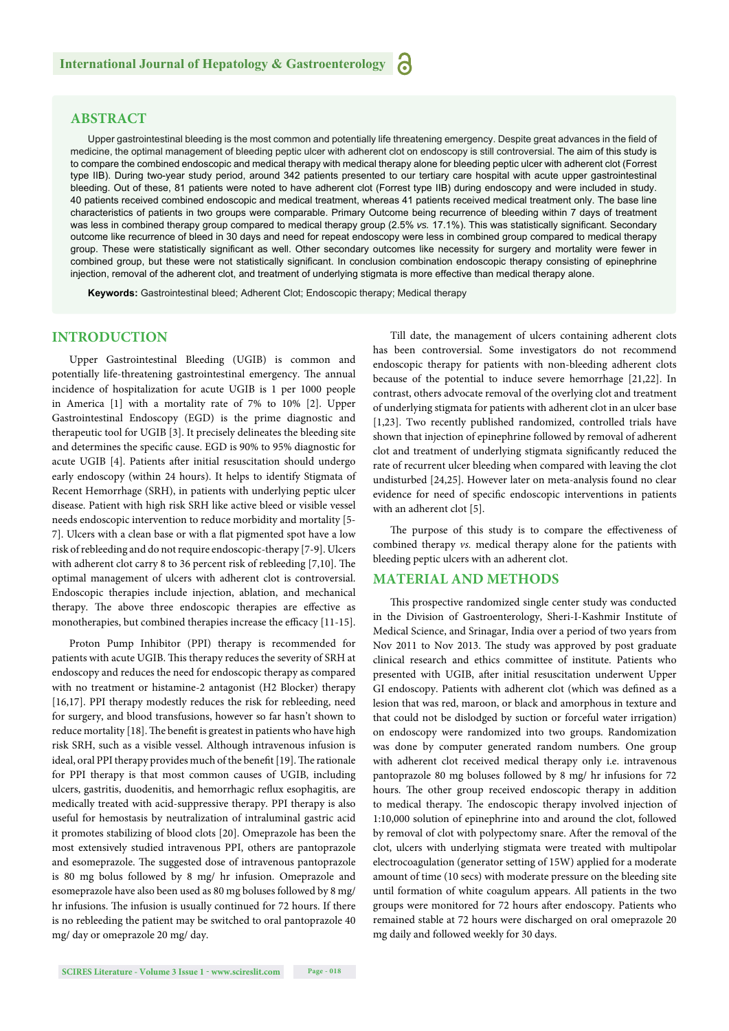## ABSTRACT

Upper gastrointestinal bleeding is the most common and potentially life threatening emergency. Despite great advances in the field of medicine, the optimal management of bleeding peptic ulcer with adherent clot on endoscopy is still controversial. The aim of this study is to compare the combined endoscopic and medical therapy with medical therapy alone for bleeding peptic ulcer with adherent clot (Forrest type IIB). During two-year study period, around 342 patients presented to our tertiary care hospital with acute upper gastrointestinal bleeding. Out of these, 81 patients were noted to have adherent clot (Forrest type IIB) during endoscopy and were included in study. 40 patients received combined endoscopic and medical treatment, whereas 41 patients received medical treatment only. The base line characteristics of patients in two groups were comparable. Primary Outcome being recurrence of bleeding within 7 days of treatment was less in combined therapy group compared to medical therapy group (2.5% *vs.* 17.1%). This was statistically significant. Secondary outcome like recurrence of bleed in 30 days and need for repeat endoscopy were less in combined group compared to medical therapy group. These were statistically significant as well. Other secondary outcomes like necessity for surgery and mortality were fewer in combined group, but these were not statistically significant. In conclusion combination endoscopic therapy consisting of epinephrine injection, removal of the adherent clot, and treatment of underlying stigmata is more effective than medical therapy alone.

**Keywords:** Gastrointestinal bleed; Adherent Clot; Endoscopic therapy; Medical therapy

## INTRODUCTION

Upper Gastrointestinal Bleeding (UGIB) is common and potentially life-threatening gastrointestinal emergency. The annual incidence of hospitalization for acute UGIB is 1 per 1000 people in America [1] with a mortality rate of 7% to 10% [2]. Upper Gastrointestinal Endoscopy (EGD) is the prime diagnostic and therapeutic tool for UGIB [3]. It precisely delineates the bleeding site and determines the specific cause. EGD is 90% to 95% diagnostic for acute UGIB [4]. Patients after initial resuscitation should undergo early endoscopy (within 24 hours). It helps to identify Stigmata of Recent Hemorrhage (SRH), in patients with underlying peptic ulcer disease. Patient with high risk SRH like active bleed or visible vessel needs endoscopic intervention to reduce morbidity and mortality [5-7]. Ulcers with a clean base or with a flat pigmented spot have a low risk of rebleeding and do not require endoscopic-therapy [7-9]. Ulcers with adherent clot carry 8 to 36 percent risk of rebleeding [7,10]. The optimal management of ulcers with adherent clot is controversial. Endoscopic therapies include injection, ablation, and mechanical therapy. The above three endoscopic therapies are effective as monotherapies, but combined therapies increase the efficacy [11-15].

Proton Pump Inhibitor (PPI) therapy is recommended for patients with acute UGIB. This therapy reduces the severity of SRH at endoscopy and reduces the need for endoscopic therapy as compared with no treatment or histamine-2 antagonist (H2 Blocker) therapy [16,17]. PPI therapy modestly reduces the risk for rebleeding, need for surgery, and blood transfusions, however so far hasn't shown to reduce mortality [18]. The benefit is greatest in patients who have high risk SRH, such as a visible vessel. Although intravenous infusion is ideal, oral PPI therapy provides much of the benefit [19]. The rationale for PPI therapy is that most common causes of UGIB, including ulcers, gastritis, duodenitis, and hemorrhagic reflux esophagitis, are medically treated with acid-suppressive therapy. PPI therapy is also useful for hemostasis by neutralization of intraluminal gastric acid it promotes stabilizing of blood clots [20]. Omeprazole has been the most extensively studied intravenous PPI, others are pantoprazole and esomeprazole. The suggested dose of intravenous pantoprazole is 80 mg bolus followed by 8 mg/ hr infusion. Omeprazole and esomeprazole have also been used as 80 mg boluses followed by 8 mg/ hr infusions. The infusion is usually continued for 72 hours. If there is no rebleeding the patient may be switched to oral pantoprazole 40 mg/ day or omeprazole 20 mg/ day.

Till date, the management of ulcers containing adherent clots has been controversial. Some investigators do not recommend endoscopic therapy for patients with non-bleeding adherent clots because of the potential to induce severe hemorrhage [21,22]. In contrast, others advocate removal of the overlying clot and treatment of underlying stigmata for patients with adherent clot in an ulcer base [1,23]. Two recently published randomized, controlled trials have shown that injection of epinephrine followed by removal of adherent clot and treatment of underlying stigmata significantly reduced the rate of recurrent ulcer bleeding when compared with leaving the clot undisturbed [24,25]. However later on meta-analysis found no clear evidence for need of specific endoscopic interventions in patients with an adherent clot [5].

The purpose of this study is to compare the effectiveness of combined therapy *vs.* medical therapy alone for the patients with bleeding peptic ulcers with an adherent clot.

## MATERIAL AND METHODS

This prospective randomized single center study was conducted in the Division of Gastroenterology, Sheri-I-Kashmir Institute of Medical Science, and Srinagar, India over a period of two years from Nov 2011 to Nov 2013. The study was approved by post graduate clinical research and ethics committee of institute. Patients who presented with UGIB, after initial resuscitation underwent Upper GI endoscopy. Patients with adherent clot (which was defined as a lesion that was red, maroon, or black and amorphous in texture and that could not be dislodged by suction or forceful water irrigation) on endoscopy were randomized into two groups. Randomization was done by computer generated random numbers. One group with adherent clot received medical therapy only i.e. intravenous pantoprazole 80 mg boluses followed by 8 mg/ hr infusions for 72 hours. The other group received endoscopic therapy in addition to medical therapy. The endoscopic therapy involved injection of 1:10,000 solution of epinephrine into and around the clot, followed by removal of clot with polypectomy snare. After the removal of the clot, ulcers with underlying stigmata were treated with multipolar electrocoagulation (generator setting of 15W) applied for a moderate amount of time (10 secs) with moderate pressure on the bleeding site until formation of white coagulum appears. All patients in the two groups were monitored for 72 hours after endoscopy. Patients who remained stable at 72 hours were discharged on oral omeprazole 20 mg daily and followed weekly for 30 days.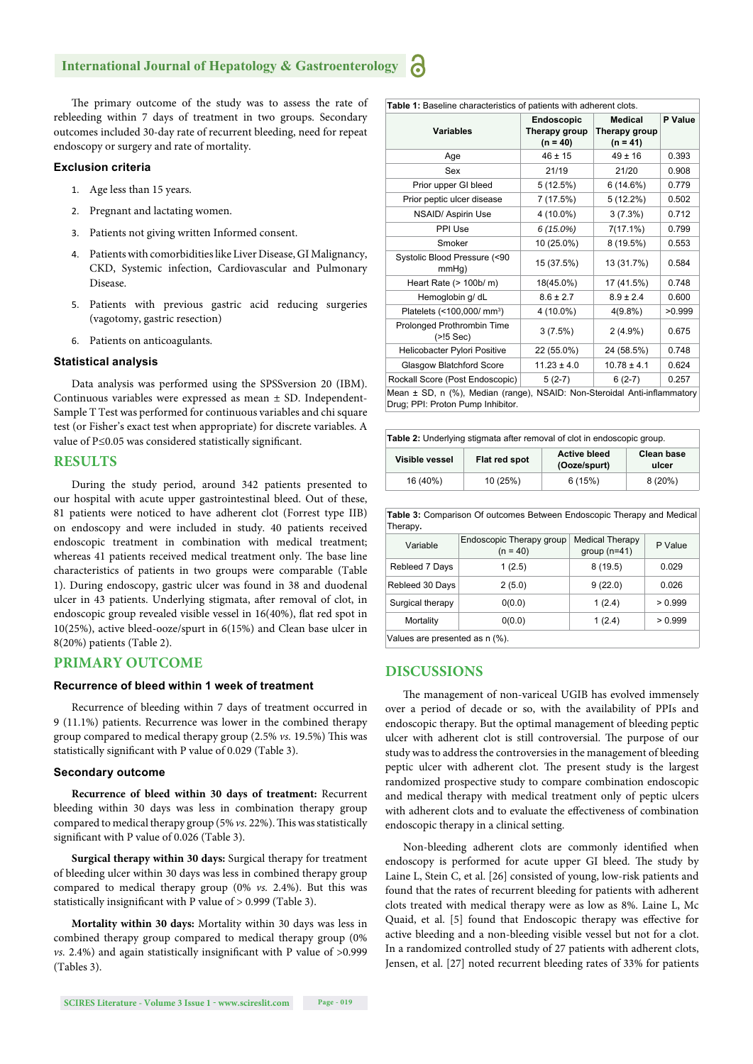The primary outcome of the study was to assess the rate of rebleeding within 7 days of treatment in two groups. Secondary outcomes included 30-day rate of recurrent bleeding, need for repeat endoscopy or surgery and rate of mortality.

### Exclusion criteria

1. Age less than 15 years.
2. Pregnant and lactating women.
3. Patients not giving written Informed consent.
4. Patients with comorbidities like Liver Disease, GI Malignancy, CKD, Systemic infection, Cardiovascular and Pulmonary Disease.
5. Patients with previous gastric acid reducing surgeries (vagotomy, gastric resection)
6. Patients on anticoagulants.

### Statistical analysis

Data analysis was performed using the SPSSversion 20 (IBM). Continuous variables were expressed as mean ± SD. Independent-Sample T Test was performed for continuous variables and chi square test (or Fisher's exact test when appropriate) for discrete variables. A value of P≤0.05 was considered statistically significant.

## RESULTS

During the study period, around 342 patients presented to our hospital with acute upper gastrointestinal bleed. Out of these, 81 patients were noticed to have adherent clot (Forrest type IIB) on endoscopy and were included in study. 40 patients received endoscopic treatment in combination with medical treatment; whereas 41 patients received medical treatment only. The base line characteristics of patients in two groups were comparable (Table 1). During endoscopy, gastric ulcer was found in 38 and duodenal ulcer in 43 patients. Underlying stigmata, after removal of clot, in endoscopic group revealed visible vessel in 16(40%), flat red spot in 10(25%), active bleed-ooze/spurt in 6(15%) and Clean base ulcer in 8(20%) patients (Table 2).

## PRIMARY OUTCOME

### Recurrence of bleed within 1 week of treatment

Recurrence of bleeding within 7 days of treatment occurred in 9 (11.1%) patients. Recurrence was lower in the combined therapy group compared to medical therapy group (2.5% *vs.* 19.5%) This was statistically significant with P value of 0.029 (Table 3).

### Secondary outcome

**Recurrence of bleed within 30 days of treatment:** Recurrent bleeding within 30 days was less in combination therapy group compared to medical therapy group (5% *vs.* 22%). This was statistically significant with P value of 0.026 (Table 3).

**Surgical therapy within 30 days:** Surgical therapy for treatment of bleeding ulcer within 30 days was less in combined therapy group compared to medical therapy group (0% *vs.* 2.4%). But this was statistically insignificant with P value of > 0.999 (Table 3).

**Mortality within 30 days:** Mortality within 30 days was less in combined therapy group compared to medical therapy group (0% *vs.* 2.4%) and again statistically insignificant with P value of >0.999 (Tables 3).

**Table 1:** Baseline characteristics of patients with adherent clots.

| Variables | Endoscopic Therapy group (n = 40) | Medical Therapy group (n = 41) | P Value |
|---|---|---|---|
| Age | 46 ± 15 | 49 ± 16 | 0.393 |
| Sex | 21/19 | 21/20 | 0.908 |
| Prior upper GI bleed | 5 (12.5%) | 6 (14.6%) | 0.779 |
| Prior peptic ulcer disease | 7 (17.5%) | 5 (12.2%) | 0.502 |
| NSAID/ Aspirin Use | 4 (10.0%) | 3 (7.3%) | 0.712 |
| PPI Use | *6 (15.0%)* | 7(17.1%) | 0.799 |
| Smoker | 10 (25.0%) | 8 (19.5%) | 0.553 |
| Systolic Blood Pressure (<90 mmHg) | 15 (37.5%) | 13 (31.7%) | 0.584 |
| Heart Rate (> 100b/ m) | 18(45.0%) | 17 (41.5%) | 0.748 |
| Hemoglobin g/ dL | 8.6 ± 2.7 | 8.9 ± 2.4 | 0.600 |
| Platelets (<100,000/ mm³) | 4 (10.0%) | 4(9.8%) | >0.999 |
| Prolonged Prothrombin Time (>!5 Sec) | 3 (7.5%) | 2 (4.9%) | 0.675 |
| Helicobacter Pylori Positive | 22 (55.0%) | 24 (58.5%) | 0.748 |
| Glasgow Blatchford Score | 11.23 ± 4.0 | 10.78 ± 4.1 | 0.624 |
| Rockall Score (Post Endoscopic) | 5 (2-7) | 6 (2-7) | 0.257 |

Mean ± SD, n (%), Median (range), NSAID: Non-Steroidal Anti-inflammatory Drug; PPI: Proton Pump Inhibitor.

**Table 2:** Underlying stigmata after removal of clot in endoscopic group.

| Visible vessel | Flat red spot | Active bleed (Ooze/spurt) | Clean base ulcer |
|---|---|---|---|
| 16 (40%) | 10 (25%) | 6 (15%) | 8 (20%) |

**Table 3:** Comparison Of outcomes Between Endoscopic Therapy and Medical Therapy.

| Variable | Endoscopic Therapy group (n = 40) | Medical Therapy group (n=41) | P Value |
|---|---|---|---|
| Rebleed 7 Days | 1 (2.5) | 8 (19.5) | 0.029 |
| Rebleed 30 Days | 2 (5.0) | 9 (22.0) | 0.026 |
| Surgical therapy | 0(0.0) | 1 (2.4) | > 0.999 |
| Mortality | 0(0.0) | 1 (2.4) | > 0.999 |

Values are presented as n (%).

## DISCUSSIONS

The management of non-variceal UGIB has evolved immensely over a period of decade or so, with the availability of PPIs and endoscopic therapy. But the optimal management of bleeding peptic ulcer with adherent clot is still controversial. The purpose of our study was to address the controversies in the management of bleeding peptic ulcer with adherent clot. The present study is the largest randomized prospective study to compare combination endoscopic and medical therapy with medical treatment only of peptic ulcers with adherent clots and to evaluate the effectiveness of combination endoscopic therapy in a clinical setting.

Non-bleeding adherent clots are commonly identified when endoscopy is performed for acute upper GI bleed. The study by Laine L, Stein C, et al. [26] consisted of young, low-risk patients and found that the rates of recurrent bleeding for patients with adherent clots treated with medical therapy were as low as 8%. Laine L, Mc Quaid, et al. [5] found that Endoscopic therapy was effective for active bleeding and a non-bleeding visible vessel but not for a clot. In a randomized controlled study of 27 patients with adherent clots, Jensen, et al. [27] noted recurrent bleeding rates of 33% for patients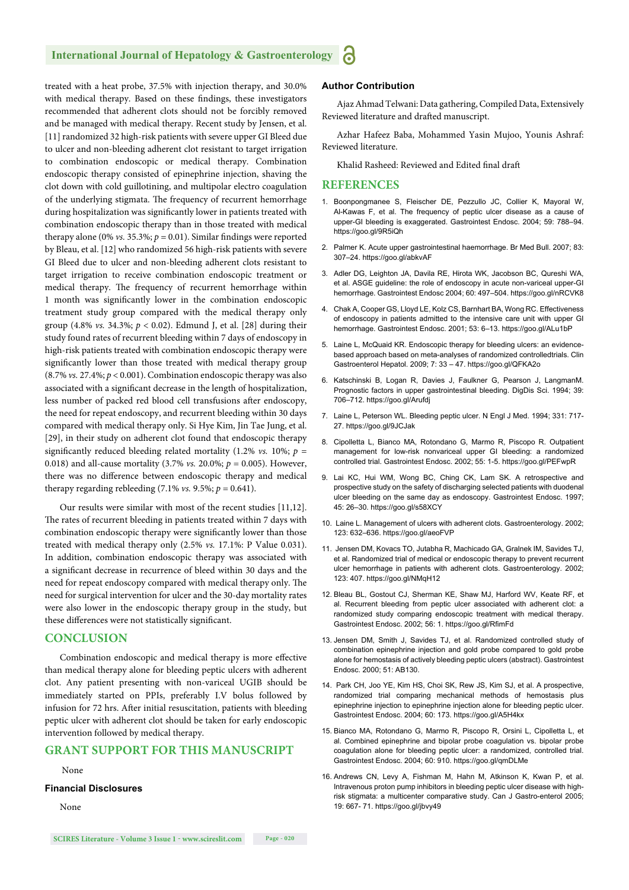treated with a heat probe, 37.5% with injection therapy, and 30.0% with medical therapy. Based on these findings, these investigators recommended that adherent clots should not be forcibly removed and be managed with medical therapy. Recent study by Jensen, et al. [11] randomized 32 high-risk patients with severe upper GI Bleed due to ulcer and non-bleeding adherent clot resistant to target irrigation to combination endoscopic or medical therapy. Combination endoscopic therapy consisted of epinephrine injection, shaving the clot down with cold guillotining, and multipolar electro coagulation of the underlying stigmata. The frequency of recurrent hemorrhage during hospitalization was significantly lower in patients treated with combination endoscopic therapy than in those treated with medical therapy alone (0% *vs.* 35.3%; $p = 0.01$). Similar findings were reported by Bleau, et al. [12] who randomized 56 high-risk patients with severe GI Bleed due to ulcer and non-bleeding adherent clots resistant to target irrigation to receive combination endoscopic treatment or medical therapy. The frequency of recurrent hemorrhage within 1 month was significantly lower in the combination endoscopic treatment study group compared with the medical therapy only group (4.8% *vs.* 34.3%; $p < 0.02$). Edmund J, et al. [28] during their study found rates of recurrent bleeding within 7 days of endoscopy in high-risk patients treated with combination endoscopic therapy were significantly lower than those treated with medical therapy group (8.7% *vs.* 27.4%; $p < 0.001$). Combination endoscopic therapy was also associated with a significant decrease in the length of hospitalization, less number of packed red blood cell transfusions after endoscopy, the need for repeat endoscopy, and recurrent bleeding within 30 days compared with medical therapy only. Si Hye Kim, Jin Tae Jung, et al. [29], in their study on adherent clot found that endoscopic therapy significantly reduced bleeding related mortality (1.2% *vs.* 10%; $p = 0.018$) and all-cause mortality (3.7% *vs.* 20.0%; $p = 0.005$). However, there was no difference between endoscopic therapy and medical therapy regarding rebleeding (7.1% *vs.* 9.5%; $p = 0.641$).

Our results were similar with most of the recent studies [11,12]. The rates of recurrent bleeding in patients treated within 7 days with combination endoscopic therapy were significantly lower than those treated with medical therapy only (2.5% *vs.* 17.1%: P Value 0.031). In addition, combination endoscopic therapy was associated with a significant decrease in recurrence of bleed within 30 days and the need for repeat endoscopy compared with medical therapy only. The need for surgical intervention for ulcer and the 30-day mortality rates were also lower in the endoscopic therapy group in the study, but these differences were not statistically significant.

## CONCLUSION

Combination endoscopic and medical therapy is more effective than medical therapy alone for bleeding peptic ulcers with adherent clot. Any patient presenting with non-variceal UGIB should be immediately started on PPIs, preferably I.V bolus followed by infusion for 72 hrs. After initial resuscitation, patients with bleeding peptic ulcer with adherent clot should be taken for early endoscopic intervention followed by medical therapy.

## GRANT SUPPORT FOR THIS MANUSCRIPT

None

### Financial Disclosures

None

### Author Contribution

Ajaz Ahmad Telwani: Data gathering, Compiled Data, Extensively Reviewed literature and drafted manuscript.

Azhar Hafeez Baba, Mohammed Yasin Mujoo, Younis Ashraf: Reviewed literature.

Khalid Rasheed: Reviewed and Edited final draft

## REFERENCES

1. Boonpongmanee S, Fleischer DE, Pezzullo JC, Collier K, Mayoral W, Al-Kawas F, et al. The frequency of peptic ulcer disease as a cause of upper-GI bleeding is exaggerated. Gastrointest Endosc. 2004; 59: 788–94. https://goo.gl/9R5iQh
2. Palmer K. Acute upper gastrointestinal haemorrhage. Br Med Bull. 2007; 83: 307–24. https://goo.gl/abkvAF
3. Adler DG, Leighton JA, Davila RE, Hirota WK, Jacobson BC, Qureshi WA, et al. ASGE guideline: the role of endoscopy in acute non-variceal upper-GI hemorrhage. Gastrointest Endosc 2004; 60: 497–504. https://goo.gl/nRCVK8
4. Chak A, Cooper GS, Lloyd LE, Kolz CS, Barnhart BA, Wong RC. Effectiveness of endoscopy in patients admitted to the intensive care unit with upper GI hemorrhage. Gastrointest Endosc. 2001; 53: 6–13. https://goo.gl/ALu1bP
5. Laine L, McQuaid KR. Endoscopic therapy for bleeding ulcers: an evidence-based approach based on meta-analyses of randomized controlledtrials. Clin Gastroenterol Hepatol. 2009; 7: 33 – 47. https://goo.gl/QFKA2o
6. Katschinski B, Logan R, Davies J, Faulkner G, Pearson J, LangmanM. Prognostic factors in upper gastrointestinal bleeding. DigDis Sci. 1994; 39: 706–712. https://goo.gl/Arufdj
7. Laine L, Peterson WL. Bleeding peptic ulcer. N Engl J Med. 1994; 331: 717-27. https://goo.gl/9JCJak
8. Cipolletta L, Bianco MA, Rotondano G, Marmo R, Piscopo R. Outpatient management for low-risk nonvariceal upper GI bleeding: a randomized controlled trial. Gastrointest Endosc. 2002; 55: 1-5. https://goo.gl/PEFwpR
9. Lai KC, Hui WM, Wong BC, Ching CK, Lam SK. A retrospective and prospective study on the safety of discharging selected patients with duodenal ulcer bleeding on the same day as endoscopy. Gastrointest Endosc. 1997; 45: 26–30. https://goo.gl/s58XCY
10. Laine L. Management of ulcers with adherent clots. Gastroenterology. 2002; 123: 632–636. https://goo.gl/aeoFVP
11. Jensen DM, Kovacs TO, Jutabha R, Machicado GA, Gralnek IM, Savides TJ, et al. Randomized trial of medical or endoscopic therapy to prevent recurrent ulcer hemorrhage in patients with adherent clots. Gastroenterology. 2002; 123: 407. https://goo.gl/NMqH12
12. Bleau BL, Gostout CJ, Sherman KE, Shaw MJ, Harford WV, Keate RF, et al. Recurrent bleeding from peptic ulcer associated with adherent clot: a randomized study comparing endoscopic treatment with medical therapy. Gastrointest Endosc. 2002; 56: 1. https://goo.gl/RfimFd
13. Jensen DM, Smith J, Savides TJ, et al. Randomized controlled study of combination epinephrine injection and gold probe compared to gold probe alone for hemostasis of actively bleeding peptic ulcers (abstract). Gastrointest Endosc. 2000; 51: AB130.
14. Park CH, Joo YE, Kim HS, Choi SK, Rew JS, Kim SJ, et al. A prospective, randomized trial comparing mechanical methods of hemostasis plus epinephrine injection to epinephrine injection alone for bleeding peptic ulcer. Gastrointest Endosc. 2004; 60: 173. https://goo.gl/A5H4kx
15. Bianco MA, Rotondano G, Marmo R, Piscopo R, Orsini L, Cipolletta L, et al. Combined epinephrine and bipolar probe coagulation vs. bipolar probe coagulation alone for bleeding peptic ulcer: a randomized, controlled trial. Gastrointest Endosc. 2004; 60: 910. https://goo.gl/qmDLMe
16. Andrews CN, Levy A, Fishman M, Hahn M, Atkinson K, Kwan P, et al. Intravenous proton pump inhibitors in bleeding peptic ulcer disease with high-risk stigmata: a multicenter comparative study. Can J Gastro-enterol 2005; 19: 667- 71. https://goo.gl/jbvy49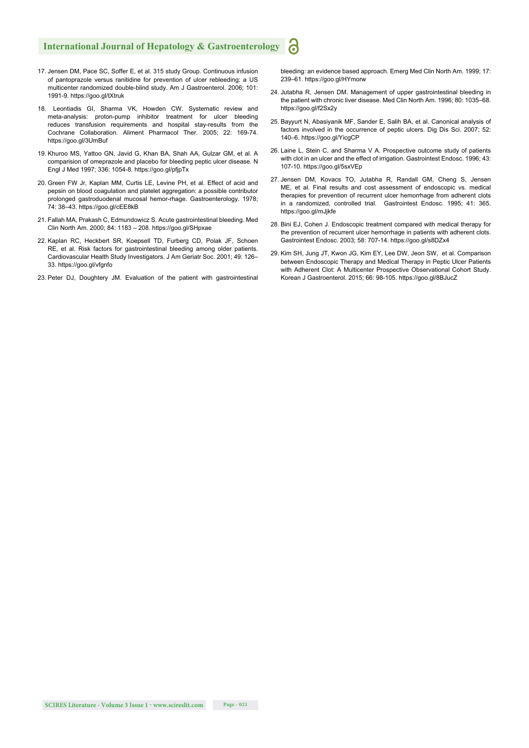17. Jensen DM, Pace SC, Soffer E, et al. 315 study Group. Continuous infusion of pantoprazole versus ranitidine for prevention of ulcer rebleeding: a US multicenter randomized double-blind study. Am J Gastroenterol. 2006; 101: 1991-9. https://goo.gl/tXtruk

18. Leontiadis GI, Sharma VK, Howden CW. Systematic review and meta-analysis: proton-pump inhibitor treatment for ulcer bleeding reduces transfusion requirements and hospital stay-results from the Cochrane Collaboration. Aliment Pharmacol Ther. 2005; 22: 169-74. https://goo.gl/3UmBuf

19. Khuroo MS, Yattoo GN, Javid G, Khan BA, Shah AA, Gulzar GM, et al. A comparision of omeprazole and placebo for bleeding peptic ulcer disease. N Engl J Med 1997; 336: 1054-8. https://goo.gl/pfjpTx

20. Green FW Jr, Kaplan MM, Curtis LE, Levine PH, et al. Effect of acid and pepsin on blood coagulation and platelet aggregation: a possible contributor prolonged gastroduodenal mucosal hemor-rhage. Gastroenterology. 1978; 74: 38–43. https://goo.gl/cEE8kB

21. Fallah MA, Prakash C, Edmundowicz S. Acute gastrointestinal bleeding. Med Clin North Am. 2000; 84: 1183 – 208. https://goo.gl/SHpxae

22. Kaplan RC, Heckbert SR, Koepsell TD, Furberg CD, Polak JF, Schoen RE, et al. Risk factors for gastrointestinal bleeding among older patients. Cardiovascular Health Study Investigators. J Am Geriatr Soc. 2001; 49: 126–33. https://goo.gl/vfgnfo

23. Peter DJ, Doughtery JM. Evaluation of the patient with gastrointestinal bleeding: an evidence based approach. Emerg Med Clin North Am. 1999; 17: 239–61. https://goo.gl/HYmorw

24. Jutabha R, Jensen DM. Management of upper gastrointestinal bleeding in the patient with chronic liver disease. Med Clin North Am. 1996; 80: 1035–68. https://goo.gl/f2Sx2y

25. Bayyurt N, Abasiyanik MF, Sander E, Salih BA, et al. Canonical analysis of factors involved in the occurrence of peptic ulcers. Dig Dis Sci. 2007; 52: 140–6. https://goo.gl/YicgCP

26. Laine L, Stein C, and Sharma V A. Prospective outcome study of patients with clot in an ulcer and the effect of irrigation. Gastrointest Endosc. 1996; 43: 107-10. https://goo.gl/5sxVEp

27. Jensen DM, Kovacs TO, Jutabha R, Randall GM, Cheng S, Jensen ME, et al. Final results and cost assessment of endoscopic vs. medical therapies for prevention of recurrent ulcer hemorrhage from adherent clots in a randomized, controlled trial. Gastrointest Endosc. 1995; 41: 365. https://goo.gl/mJjkfe

28. Bini EJ, Cohen J. Endoscopic treatment compared with medical therapy for the prevention of recurrent ulcer hemorrhage in patients with adherent clots. Gastrointest Endosc. 2003; 58: 707-14. https://goo.gl/s8DZx4

29. Kim SH, Jung JT, Kwon JG, Kim EY, Lee DW, Jeon SW, et al. Comparison between Endoscopic Therapy and Medical Therapy in Peptic Ulcer Patients with Adherent Clot: A Multicenter Prospective Observational Cohort Study. Korean J Gastroenterol. 2015; 66: 98-105. https://goo.gl/8BJucZ